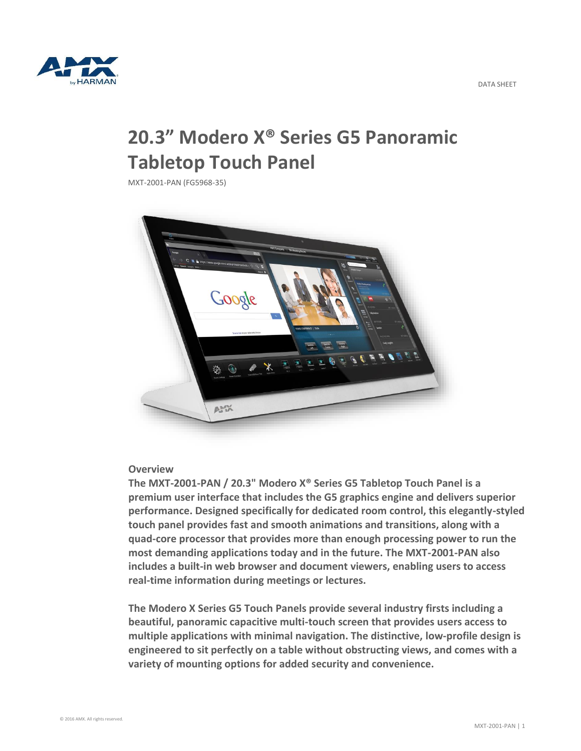DATA SHEET

# 20.3" Modero X® Series G5 Panoramic Tabletop Touch Panel

MXT-2001-PAN (FG5968-35)

## Overview

**The MXT-2001-PAN / 20.3" Modero X® Series G5 Tabletop Touch Panel is a premium user interface that includes the G5 graphics engine and delivers superior performance. Designed specifically for dedicated room control, this elegantly-styled touch panel provides fast and smooth animations and transitions, along with a quad-core processor that provides more than enough processing power to run the most demanding applications today and in the future. The MXT-2001-PAN also includes a built-in web browser and document viewers, enabling users to access real-time information during meetings or lectures.**

**The Modero X Series G5 Touch Panels provide several industry firsts including a beautiful, panoramic capacitive multi-touch screen that provides users access to multiple applications with minimal navigation. The distinctive, low-profile design is engineered to sit perfectly on a table without obstructing views, and comes with a variety of mounting options for added security and convenience.**

© 2016 AMX. All rights reserved.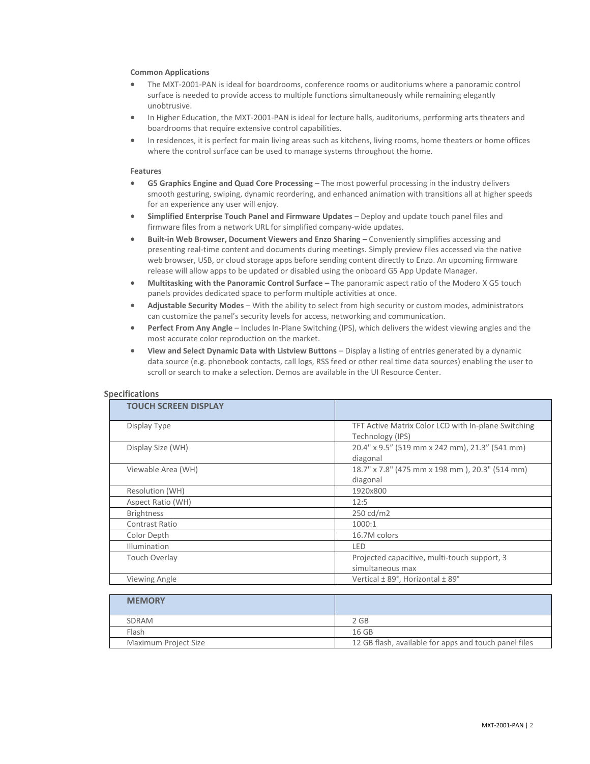**Common Applications**

- The MXT-2001-PAN is ideal for boardrooms, conference rooms or auditoriums where a panoramic control surface is needed to provide access to multiple functions simultaneously while remaining elegantly unobtrusive.
- In Higher Education, the MXT-2001-PAN is ideal for lecture halls, auditoriums, performing arts theaters and boardrooms that require extensive control capabilities.
- In residences, it is perfect for main living areas such as kitchens, living rooms, home theaters or home offices where the control surface can be used to manage systems throughout the home.

**Features**

- **G5 Graphics Engine and Quad Core Processing** – The most powerful processing in the industry delivers smooth gesturing, swiping, dynamic reordering, and enhanced animation with transitions all at higher speeds for an experience any user will enjoy.
- **Simplified Enterprise Touch Panel and Firmware Updates** – Deploy and update touch panel files and firmware files from a network URL for simplified company-wide updates.
- **Built-in Web Browser, Document Viewers and Enzo Sharing –** Conveniently simplifies accessing and presenting real-time content and documents during meetings. Simply preview files accessed via the native web browser, USB, or cloud storage apps before sending content directly to Enzo. An upcoming firmware release will allow apps to be updated or disabled using the onboard G5 App Update Manager.
- **Multitasking with the Panoramic Control Surface –** The panoramic aspect ratio of the Modero X G5 touch panels provides dedicated space to perform multiple activities at once.
- **Adjustable Security Modes** – With the ability to select from high security or custom modes, administrators can customize the panel's security levels for access, networking and communication.
- **Perfect From Any Angle** – Includes In-Plane Switching (IPS), which delivers the widest viewing angles and the most accurate color reproduction on the market.
- **View and Select Dynamic Data with Listview Buttons** – Display a listing of entries generated by a dynamic data source (e.g. phonebook contacts, call logs, RSS feed or other real time data sources) enabling the user to scroll or search to make a selection. Demos are available in the UI Resource Center.

## Specifications

| TOUCH SCREEN DISPLAY | |
|---|---|
| Display Type | TFT Active Matrix Color LCD with In-plane Switching Technology (IPS) |
| Display Size (WH) | 20.4" x 9.5" (519 mm x 242 mm), 21.3" (541 mm) diagonal |
| Viewable Area (WH) | 18.7" x 7.8" (475 mm x 198 mm ), 20.3" (514 mm) diagonal |
| Resolution (WH) | 1920x800 |
| Aspect Ratio (WH) | 12:5 |
| Brightness | 250 cd/m2 |
| Contrast Ratio | 1000:1 |
| Color Depth | 16.7M colors |
| Illumination | LED |
| Touch Overlay | Projected capacitive, multi-touch support, 3 simultaneous max |
| Viewing Angle | Vertical ± 89°, Horizontal ± 89° |

| MEMORY | |
|---|---|
| SDRAM | 2 GB |
| Flash | 16 GB |
| Maximum Project Size | 12 GB flash, available for apps and touch panel files |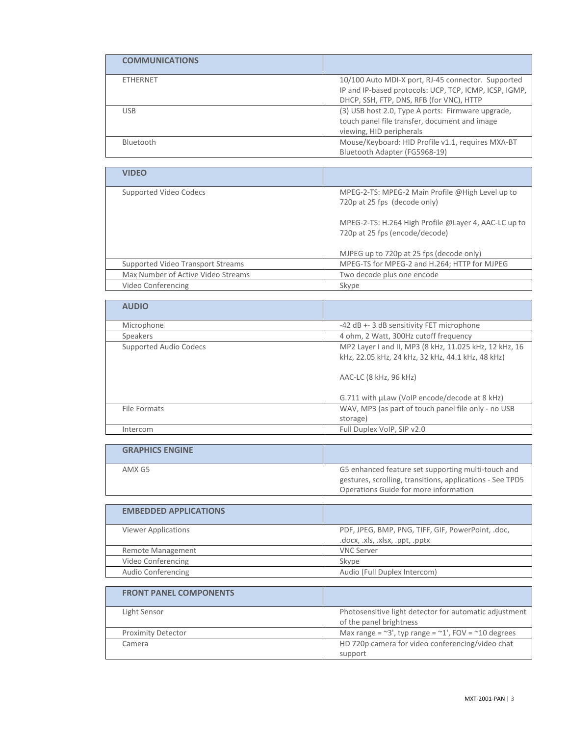| COMMUNICATIONS | |
|---|---|
| ETHERNET | 10/100 Auto MDI-X port, RJ-45 connector. Supported IP and IP-based protocols: UCP, TCP, ICMP, ICSP, IGMP, DHCP, SSH, FTP, DNS, RFB (for VNC), HTTP |
| USB | (3) USB host 2.0, Type A ports: Firmware upgrade, touch panel file transfer, document and image viewing, HID peripherals |
| Bluetooth | Mouse/Keyboard: HID Profile v1.1, requires MXA-BT Bluetooth Adapter (FG5968-19) |

| VIDEO | |
|---|---|
| Supported Video Codecs | MPEG-2-TS: MPEG-2 Main Profile @High Level up to 720p at 25 fps (decode only)<br><br>MPEG-2-TS: H.264 High Profile @Layer 4, AAC-LC up to 720p at 25 fps (encode/decode)<br><br>MJPEG up to 720p at 25 fps (decode only) |
| Supported Video Transport Streams | MPEG-TS for MPEG-2 and H.264; HTTP for MJPEG |
| Max Number of Active Video Streams | Two decode plus one encode |
| Video Conferencing | Skype |

| AUDIO | |
|---|---|
| Microphone | -42 dB +- 3 dB sensitivity FET microphone |
| Speakers | 4 ohm, 2 Watt, 300Hz cutoff frequency |
| Supported Audio Codecs | MP2 Layer I and II, MP3 (8 kHz, 11.025 kHz, 12 kHz, 16 kHz, 22.05 kHz, 24 kHz, 32 kHz, 44.1 kHz, 48 kHz)<br><br>AAC-LC (8 kHz, 96 kHz)<br><br>G.711 with µLaw (VoIP encode/decode at 8 kHz) |
| File Formats | WAV, MP3 (as part of touch panel file only - no USB storage) |
| Intercom | Full Duplex VoIP, SIP v2.0 |

| GRAPHICS ENGINE | |
|---|---|
| AMX G5 | G5 enhanced feature set supporting multi-touch and gestures, scrolling, transitions, applications - See TPD5 Operations Guide for more information |

| EMBEDDED APPLICATIONS | |
|---|---|
| Viewer Applications | PDF, JPEG, BMP, PNG, TIFF, GIF, PowerPoint, .doc, .docx, .xls, .xlsx, .ppt, .pptx |
| Remote Management | VNC Server |
| Video Conferencing | Skype |
| Audio Conferencing | Audio (Full Duplex Intercom) |

| FRONT PANEL COMPONENTS | |
|---|---|
| Light Sensor | Photosensitive light detector for automatic adjustment of the panel brightness |
| Proximity Detector | Max range = ~3', typ range = ~1', FOV = ~10 degrees |
| Camera | HD 720p camera for video conferencing/video chat support |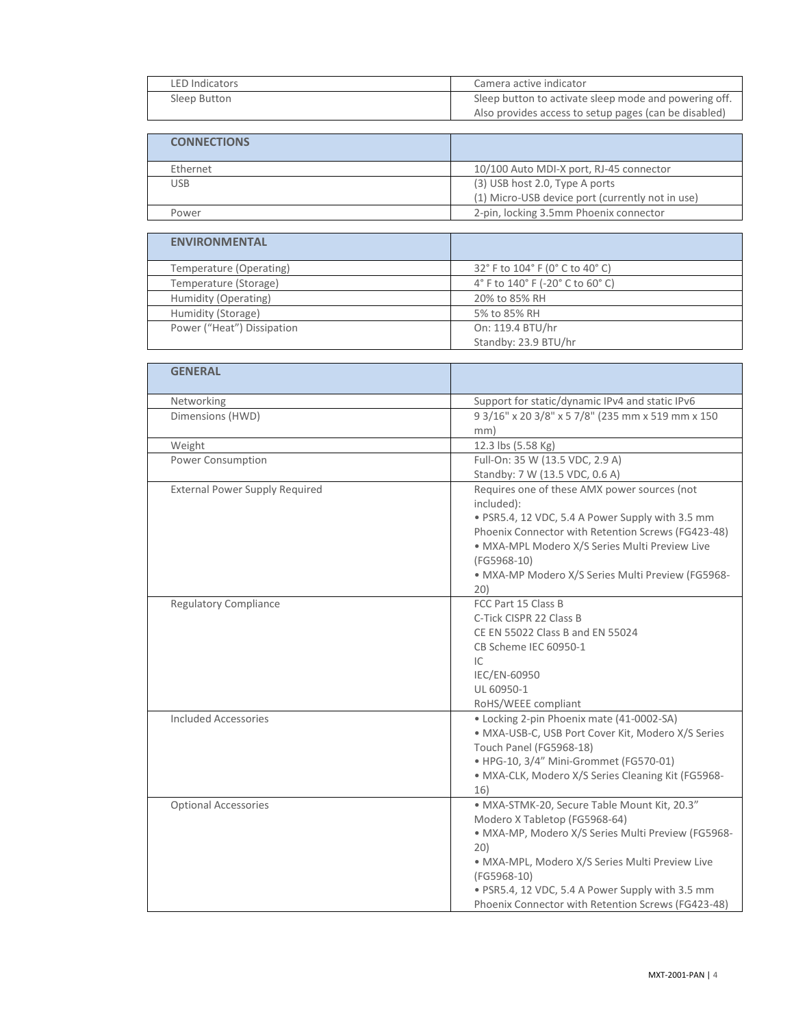| | |
|---|---|
| LED Indicators | Camera active indicator |
| Sleep Button | Sleep button to activate sleep mode and powering off. Also provides access to setup pages (can be disabled) |

| **CONNECTIONS** | |
|---|---|
| Ethernet | 10/100 Auto MDI-X port, RJ-45 connector |
| USB | (3) USB host 2.0, Type A ports<br>(1) Micro-USB device port (currently not in use) |
| Power | 2-pin, locking 3.5mm Phoenix connector |

| **ENVIRONMENTAL** | |
|---|---|
| Temperature (Operating) | 32° F to 104° F (0° C to 40° C) |
| Temperature (Storage) | 4° F to 140° F (-20° C to 60° C) |
| Humidity (Operating) | 20% to 85% RH |
| Humidity (Storage) | 5% to 85% RH |
| Power ("Heat") Dissipation | On: 119.4 BTU/hr<br>Standby: 23.9 BTU/hr |

| **GENERAL** | |
|---|---|
| Networking | Support for static/dynamic IPv4 and static IPv6 |
| Dimensions (HWD) | 9 3/16" x 20 3/8" x 5 7/8" (235 mm x 519 mm x 150 mm) |
| Weight | 12.3 lbs (5.58 Kg) |
| Power Consumption | Full-On: 35 W (13.5 VDC, 2.9 A)<br>Standby: 7 W (13.5 VDC, 0.6 A) |
| External Power Supply Required | Requires one of these AMX power sources (not included):<br>• PSR5.4, 12 VDC, 5.4 A Power Supply with 3.5 mm Phoenix Connector with Retention Screws (FG423-48)<br>• MXA-MPL Modero X/S Series Multi Preview Live (FG5968-10)<br>• MXA-MP Modero X/S Series Multi Preview (FG5968-20) |
| Regulatory Compliance | FCC Part 15 Class B<br>C-Tick CISPR 22 Class B<br>CE EN 55022 Class B and EN 55024<br>CB Scheme IEC 60950-1<br>IC<br>IEC/EN-60950<br>UL 60950-1<br>RoHS/WEEE compliant |
| Included Accessories | • Locking 2-pin Phoenix mate (41-0002-SA)<br>• MXA-USB-C, USB Port Cover Kit, Modero X/S Series Touch Panel (FG5968-18)<br>• HPG-10, 3/4" Mini-Grommet (FG570-01)<br>• MXA-CLK, Modero X/S Series Cleaning Kit (FG5968-16) |
| Optional Accessories | • MXA-STMK-20, Secure Table Mount Kit, 20.3" Modero X Tabletop (FG5968-64)<br>• MXA-MP, Modero X/S Series Multi Preview (FG5968-20)<br>• MXA-MPL, Modero X/S Series Multi Preview Live (FG5968-10)<br>• PSR5.4, 12 VDC, 5.4 A Power Supply with 3.5 mm Phoenix Connector with Retention Screws (FG423-48) |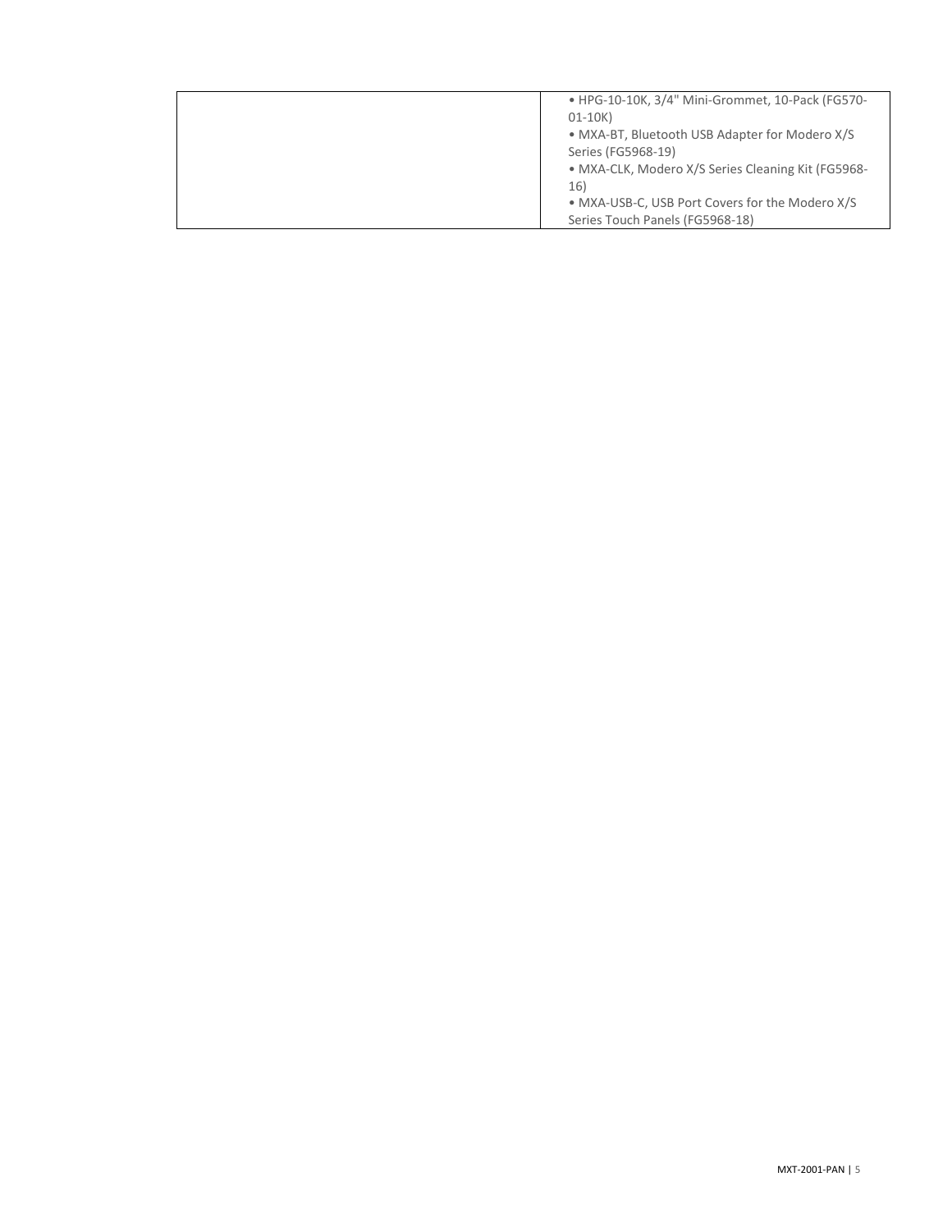|  |  |
|---|---|
|  | • HPG-10-10K, 3/4" Mini-Grommet, 10-Pack (FG570-01-10K)<br>• MXA-BT, Bluetooth USB Adapter for Modero X/S Series (FG5968-19)<br>• MXA-CLK, Modero X/S Series Cleaning Kit (FG5968-16)<br>• MXA-USB-C, USB Port Covers for the Modero X/S Series Touch Panels (FG5968-18) |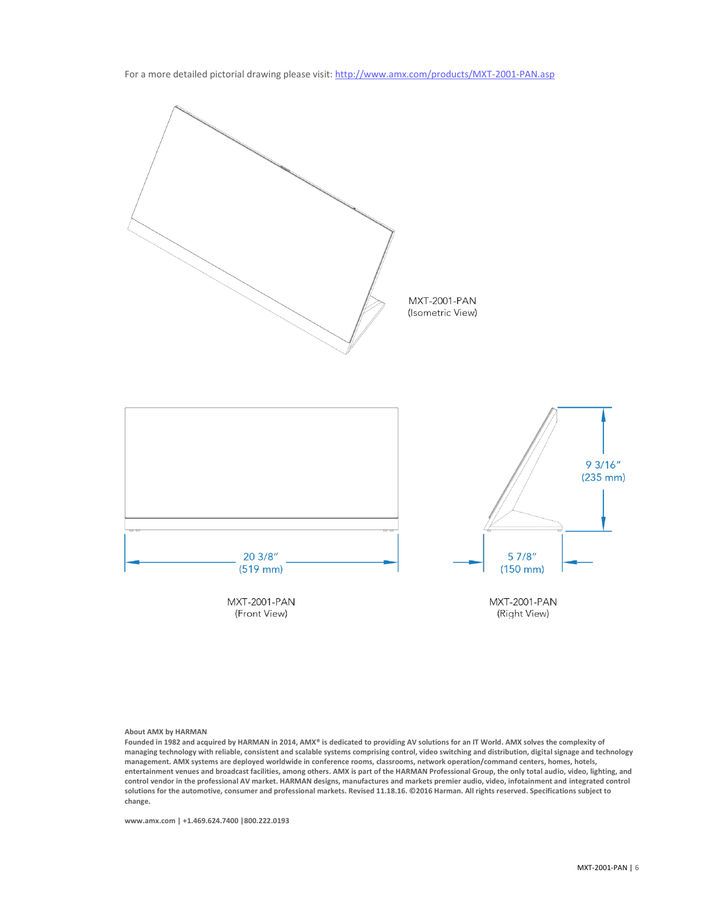For a more detailed pictorial drawing please visit: [http://www.amx.com/products/MXT-2001-PAN.asp](http://www.amx.com/products/MXT-2001-PAN.asp)

MXT-2001-PAN
(Isometric View)

20 3/8"
(519 mm)

MXT-2001-PAN
(Front View)

9 3/16"
(235 mm)

5 7/8"
(150 mm)

MXT-2001-PAN
(Right View)

**About AMX by HARMAN**

**Founded in 1982 and acquired by HARMAN in 2014, AMX® is dedicated to providing AV solutions for an IT World. AMX solves the complexity of managing technology with reliable, consistent and scalable systems comprising control, video switching and distribution, digital signage and technology management. AMX systems are deployed worldwide in conference rooms, classrooms, network operation/command centers, homes, hotels, entertainment venues and broadcast facilities, among others. AMX is part of the HARMAN Professional Group, the only total audio, video, lighting, and control vendor in the professional AV market. HARMAN designs, manufactures and markets premier audio, video, infotainment and integrated control solutions for the automotive, consumer and professional markets. Revised 11.18.16. ©2016 Harman. All rights reserved. Specifications subject to change.**

**www.amx.com | +1.469.624.7400 |800.222.0193**